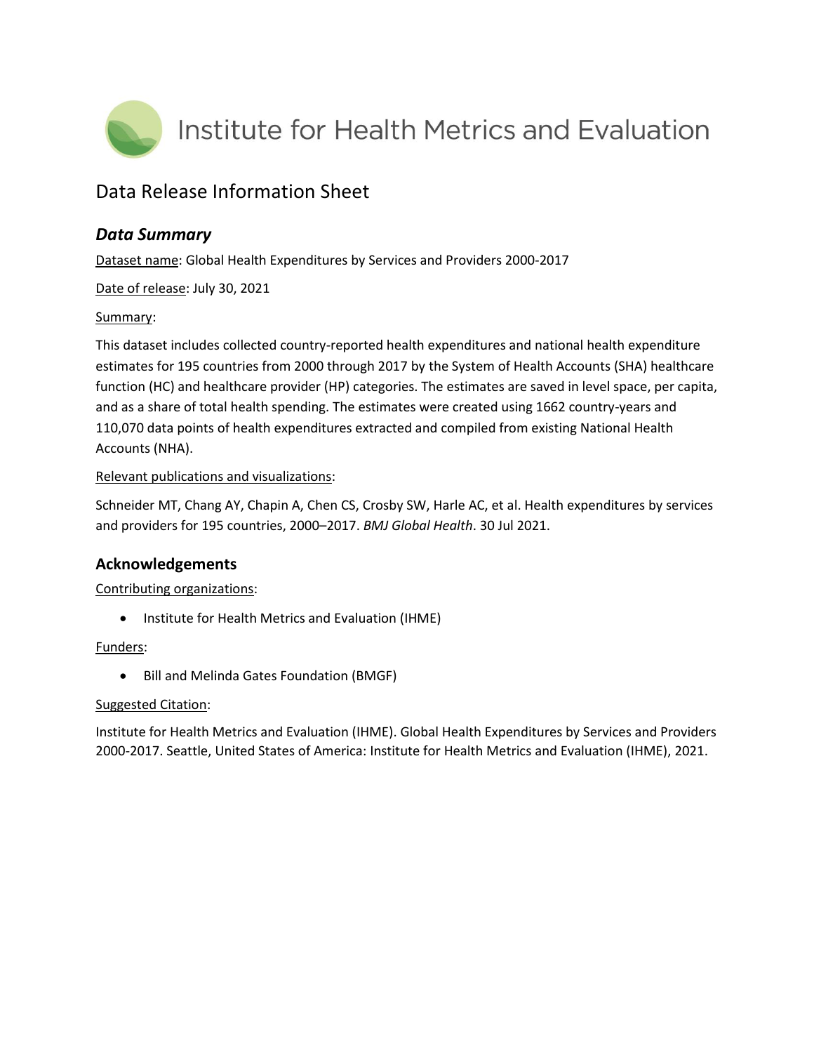# Institute for Health Metrics and Evaluation

## Data Release Information Sheet

### *Data Summary*

Dataset name: Global Health Expenditures by Services and Providers 2000-2017

Date of release: July 30, 2021

Summary:

This dataset includes collected country-reported health expenditures and national health expenditure estimates for 195 countries from 2000 through 2017 by the System of Health Accounts (SHA) healthcare function (HC) and healthcare provider (HP) categories. The estimates are saved in level space, per capita, and as a share of total health spending. The estimates were created using 1662 country-years and 110,070 data points of health expenditures extracted and compiled from existing National Health Accounts (NHA).

Relevant publications and visualizations:

Schneider MT, Chang AY, Chapin A, Chen CS, Crosby SW, Harle AC, et al. Health expenditures by services and providers for 195 countries, 2000–2017. *BMJ Global Health*. 30 Jul 2021.

### Acknowledgements

Contributing organizations:

- Institute for Health Metrics and Evaluation (IHME)

Funders:

- Bill and Melinda Gates Foundation (BMGF)

Suggested Citation:

Institute for Health Metrics and Evaluation (IHME). Global Health Expenditures by Services and Providers 2000-2017. Seattle, United States of America: Institute for Health Metrics and Evaluation (IHME), 2021.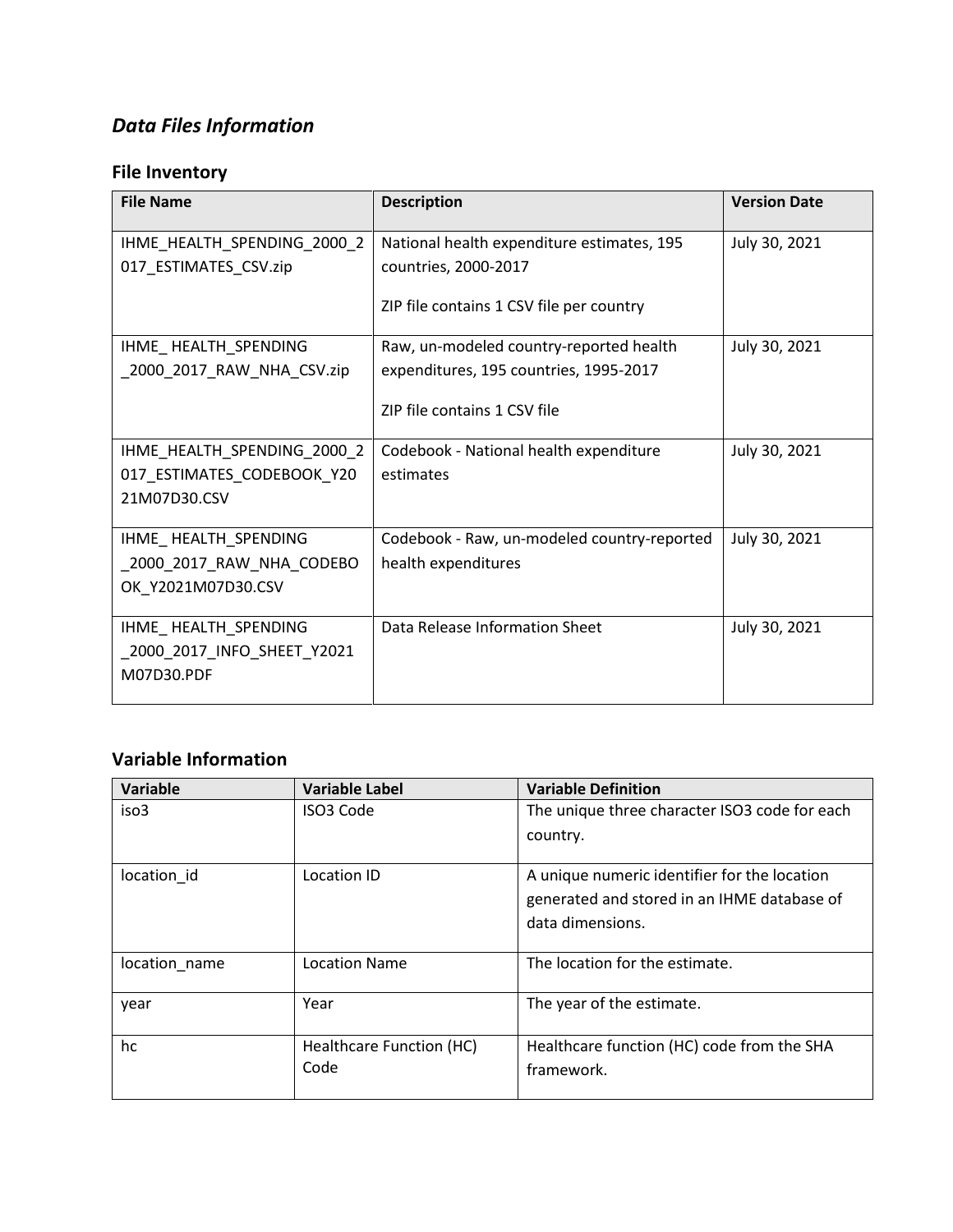## *Data Files Information*

### File Inventory

| File Name | Description | Version Date |
|---|---|---|
| IHME_HEALTH_SPENDING_2000_2017_ESTIMATES_CSV.zip | National health expenditure estimates, 195 countries, 2000-2017<br><br>ZIP file contains 1 CSV file per country | July 30, 2021 |
| IHME_ HEALTH_SPENDING _2000_2017_RAW_NHA_CSV.zip | Raw, un-modeled country-reported health expenditures, 195 countries, 1995-2017<br><br>ZIP file contains 1 CSV file | July 30, 2021 |
| IHME_HEALTH_SPENDING_2000_2017_ESTIMATES_CODEBOOK_Y2021M07D30.CSV | Codebook - National health expenditure estimates | July 30, 2021 |
| IHME_ HEALTH_SPENDING _2000_2017_RAW_NHA_CODEBOOK_Y2021M07D30.CSV | Codebook - Raw, un-modeled country-reported health expenditures | July 30, 2021 |
| IHME_ HEALTH_SPENDING _2000_2017_INFO_SHEET_Y2021M07D30.PDF | Data Release Information Sheet | July 30, 2021 |

### Variable Information

| Variable | Variable Label | Variable Definition |
|---|---|---|
| iso3 | ISO3 Code | The unique three character ISO3 code for each country. |
| location_id | Location ID | A unique numeric identifier for the location generated and stored in an IHME database of data dimensions. |
| location_name | Location Name | The location for the estimate. |
| year | Year | The year of the estimate. |
| hc | Healthcare Function (HC) Code | Healthcare function (HC) code from the SHA framework. |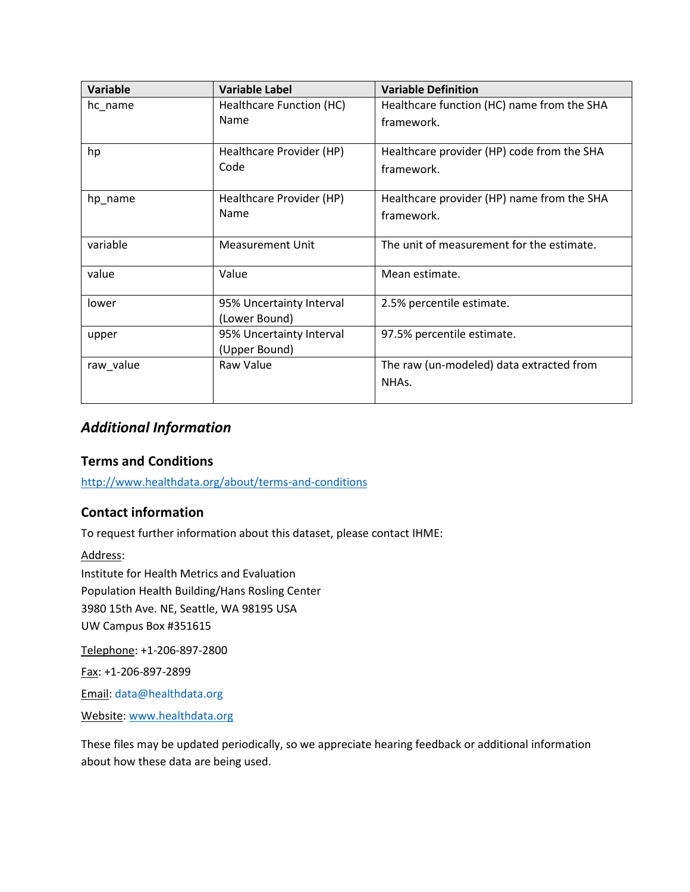| Variable | Variable Label | Variable Definition |
| --- | --- | --- |
| hc_name | Healthcare Function (HC) Name | Healthcare function (HC) name from the SHA framework. |
| hp | Healthcare Provider (HP) Code | Healthcare provider (HP) code from the SHA framework. |
| hp_name | Healthcare Provider (HP) Name | Healthcare provider (HP) name from the SHA framework. |
| variable | Measurement Unit | The unit of measurement for the estimate. |
| value | Value | Mean estimate. |
| lower | 95% Uncertainty Interval (Lower Bound) | 2.5% percentile estimate. |
| upper | 95% Uncertainty Interval (Upper Bound) | 97.5% percentile estimate. |
| raw_value | Raw Value | The raw (un-modeled) data extracted from NHAs. |

## *Additional Information*

### Terms and Conditions

http://www.healthdata.org/about/terms-and-conditions

### Contact information

To request further information about this dataset, please contact IHME:

Address:
Institute for Health Metrics and Evaluation
Population Health Building/Hans Rosling Center
3980 15th Ave. NE, Seattle, WA 98195 USA
UW Campus Box #351615

Telephone: +1-206-897-2800

Fax: +1-206-897-2899

Email: data@healthdata.org

Website: www.healthdata.org

These files may be updated periodically, so we appreciate hearing feedback or additional information about how these data are being used.